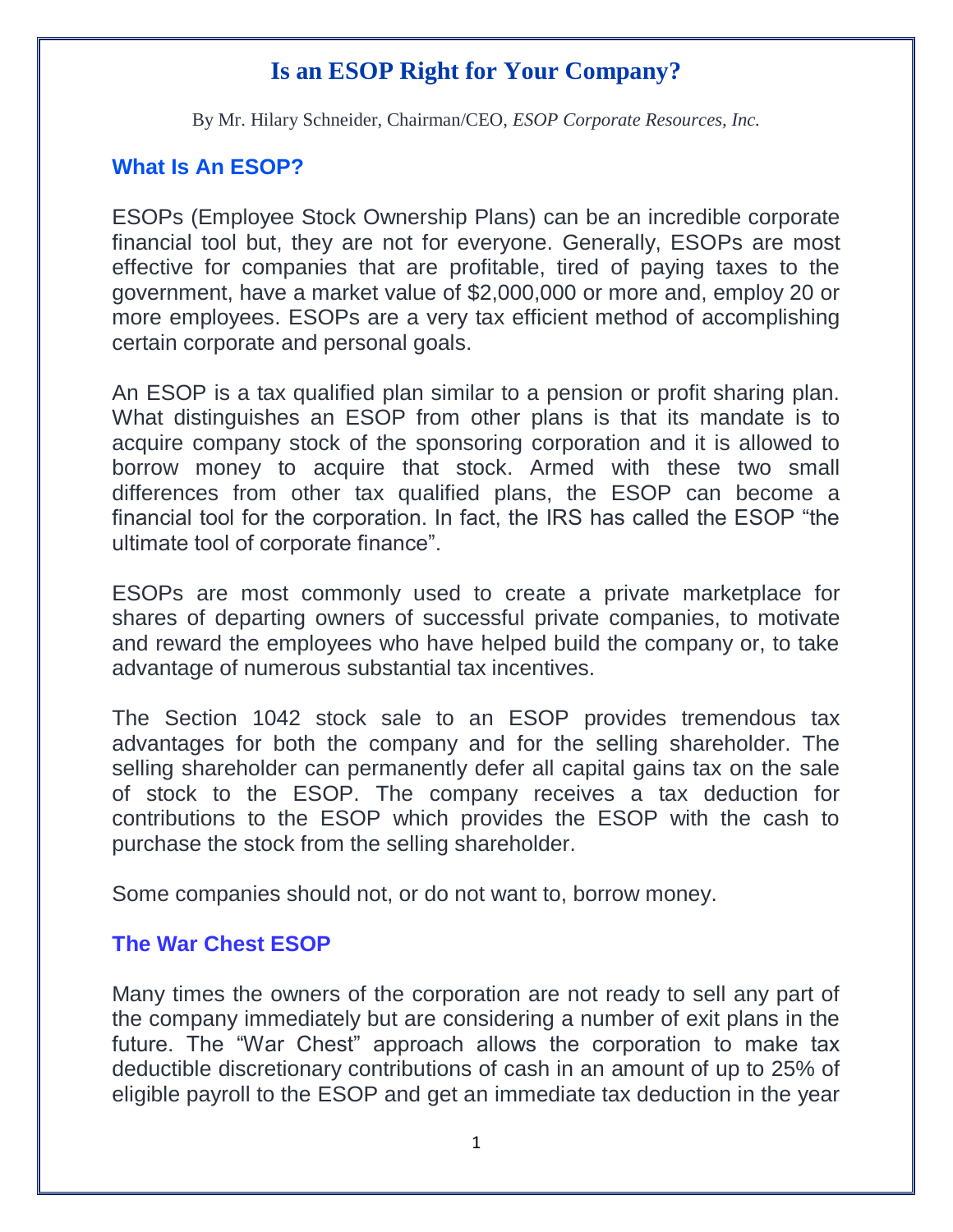# Is an ESOP Right for Your Company?

By Mr. Hilary Schneider, Chairman/CEO, *ESOP Corporate Resources, Inc.*

## What Is An ESOP?

ESOPs (Employee Stock Ownership Plans) can be an incredible corporate financial tool but, they are not for everyone. Generally, ESOPs are most effective for companies that are profitable, tired of paying taxes to the government, have a market value of $2,000,000 or more and, employ 20 or more employees. ESOPs are a very tax efficient method of accomplishing certain corporate and personal goals.

An ESOP is a tax qualified plan similar to a pension or profit sharing plan. What distinguishes an ESOP from other plans is that its mandate is to acquire company stock of the sponsoring corporation and it is allowed to borrow money to acquire that stock. Armed with these two small differences from other tax qualified plans, the ESOP can become a financial tool for the corporation. In fact, the IRS has called the ESOP "the ultimate tool of corporate finance".

ESOPs are most commonly used to create a private marketplace for shares of departing owners of successful private companies, to motivate and reward the employees who have helped build the company or, to take advantage of numerous substantial tax incentives.

The Section 1042 stock sale to an ESOP provides tremendous tax advantages for both the company and for the selling shareholder. The selling shareholder can permanently defer all capital gains tax on the sale of stock to the ESOP. The company receives a tax deduction for contributions to the ESOP which provides the ESOP with the cash to purchase the stock from the selling shareholder.

Some companies should not, or do not want to, borrow money.

## The War Chest ESOP

Many times the owners of the corporation are not ready to sell any part of the company immediately but are considering a number of exit plans in the future. The "War Chest" approach allows the corporation to make tax deductible discretionary contributions of cash in an amount of up to 25% of eligible payroll to the ESOP and get an immediate tax deduction in the year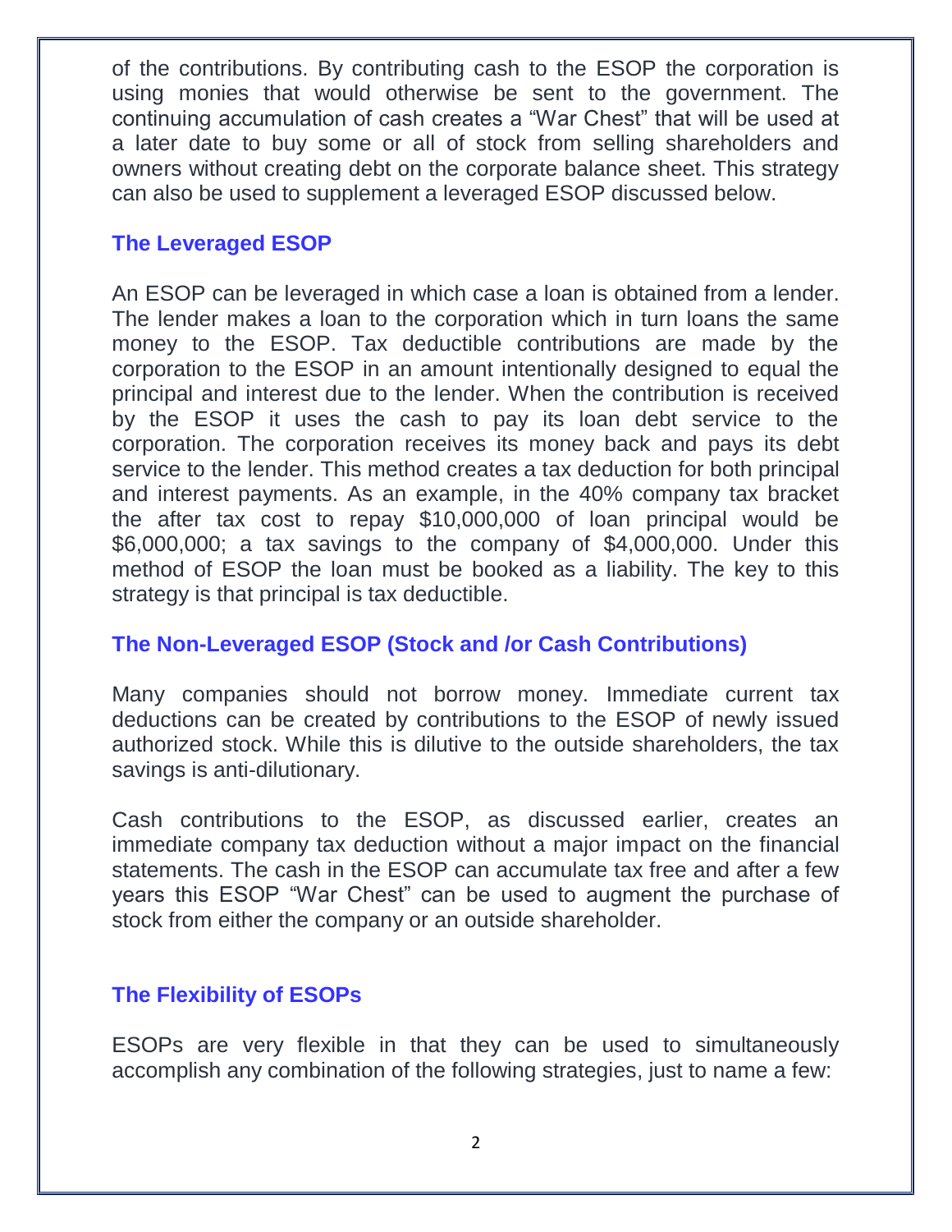of the contributions. By contributing cash to the ESOP the corporation is using monies that would otherwise be sent to the government. The continuing accumulation of cash creates a "War Chest" that will be used at a later date to buy some or all of stock from selling shareholders and owners without creating debt on the corporate balance sheet. This strategy can also be used to supplement a leveraged ESOP discussed below.

## The Leveraged ESOP

An ESOP can be leveraged in which case a loan is obtained from a lender. The lender makes a loan to the corporation which in turn loans the same money to the ESOP. Tax deductible contributions are made by the corporation to the ESOP in an amount intentionally designed to equal the principal and interest due to the lender. When the contribution is received by the ESOP it uses the cash to pay its loan debt service to the corporation. The corporation receives its money back and pays its debt service to the lender. This method creates a tax deduction for both principal and interest payments. As an example, in the 40% company tax bracket the after tax cost to repay $10,000,000 of loan principal would be $6,000,000; a tax savings to the company of $4,000,000. Under this method of ESOP the loan must be booked as a liability. The key to this strategy is that principal is tax deductible.

## The Non-Leveraged ESOP (Stock and /or Cash Contributions)

Many companies should not borrow money. Immediate current tax deductions can be created by contributions to the ESOP of newly issued authorized stock. While this is dilutive to the outside shareholders, the tax savings is anti-dilutionary.

Cash contributions to the ESOP, as discussed earlier, creates an immediate company tax deduction without a major impact on the financial statements. The cash in the ESOP can accumulate tax free and after a few years this ESOP "War Chest" can be used to augment the purchase of stock from either the company or an outside shareholder.

## The Flexibility of ESOPs

ESOPs are very flexible in that they can be used to simultaneously accomplish any combination of the following strategies, just to name a few: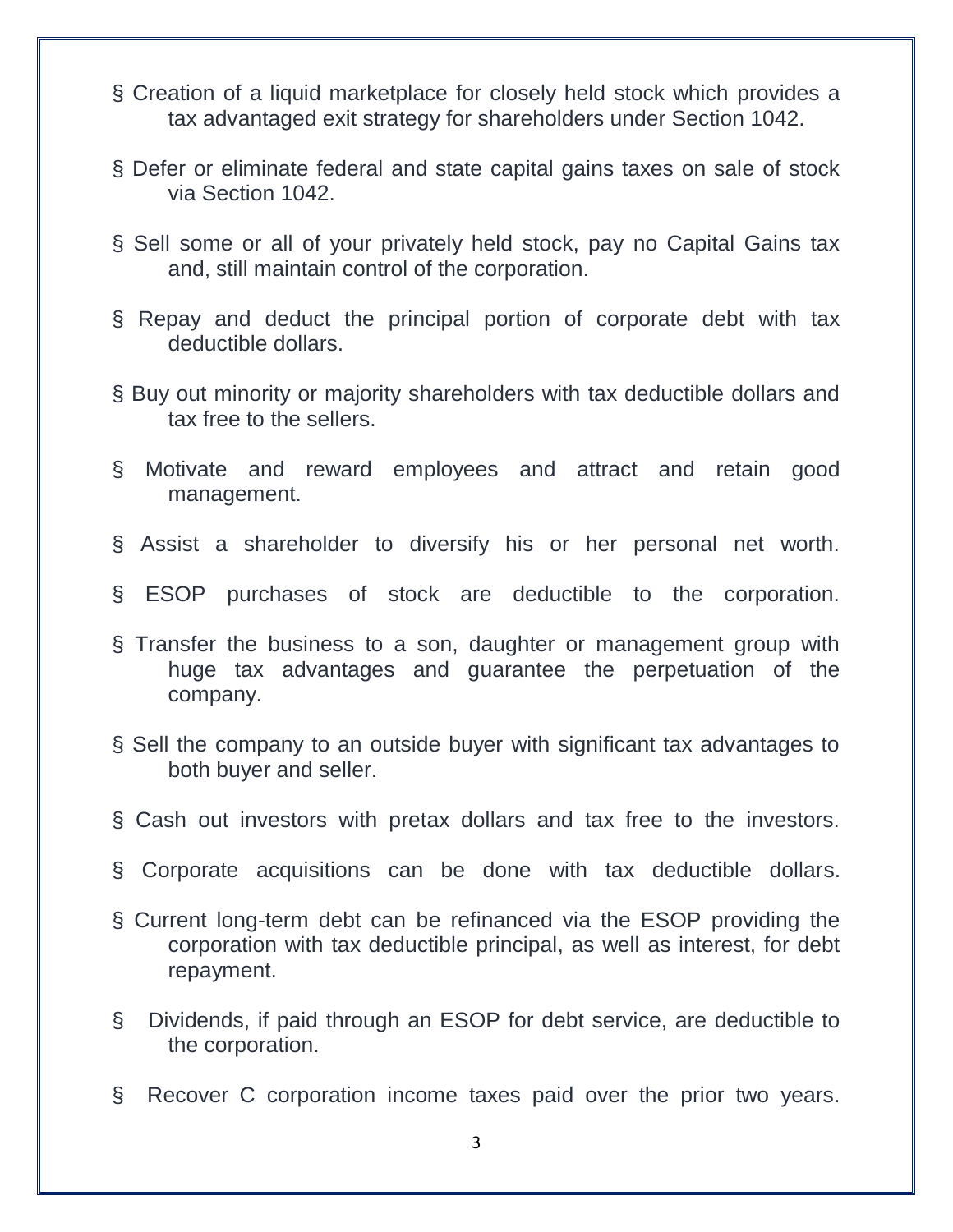- Creation of a liquid marketplace for closely held stock which provides a tax advantaged exit strategy for shareholders under Section 1042.
- Defer or eliminate federal and state capital gains taxes on sale of stock via Section 1042.
- Sell some or all of your privately held stock, pay no Capital Gains tax and, still maintain control of the corporation.
- Repay and deduct the principal portion of corporate debt with tax deductible dollars.
- Buy out minority or majority shareholders with tax deductible dollars and tax free to the sellers.
- Motivate and reward employees and attract and retain good management.
- Assist a shareholder to diversify his or her personal net worth.
- ESOP purchases of stock are deductible to the corporation.
- Transfer the business to a son, daughter or management group with huge tax advantages and guarantee the perpetuation of the company.
- Sell the company to an outside buyer with significant tax advantages to both buyer and seller.
- Cash out investors with pretax dollars and tax free to the investors.
- Corporate acquisitions can be done with tax deductible dollars.
- Current long-term debt can be refinanced via the ESOP providing the corporation with tax deductible principal, as well as interest, for debt repayment.
- Dividends, if paid through an ESOP for debt service, are deductible to the corporation.
- Recover C corporation income taxes paid over the prior two years.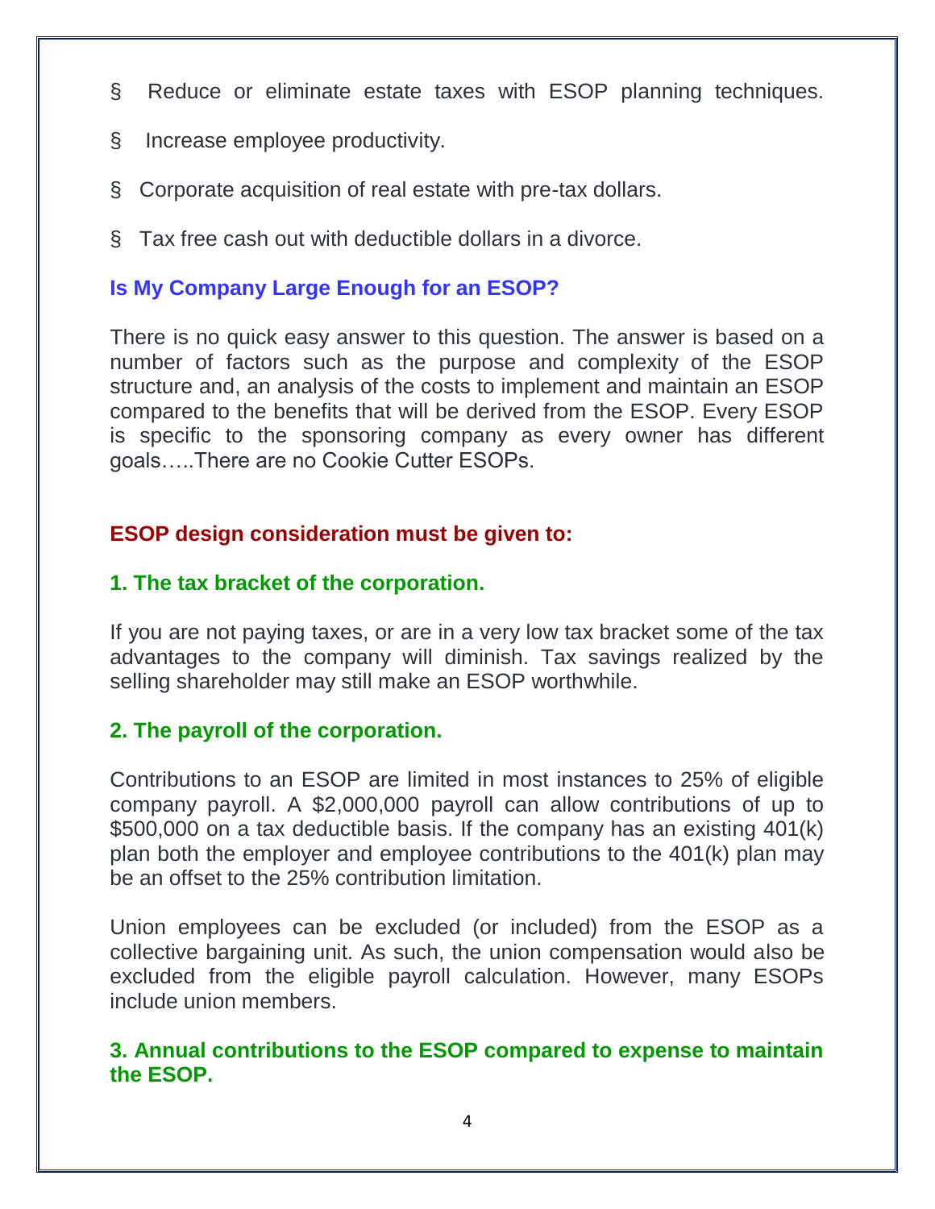- Reduce or eliminate estate taxes with ESOP planning techniques.
- Increase employee productivity.
- Corporate acquisition of real estate with pre-tax dollars.
- Tax free cash out with deductible dollars in a divorce.

## Is My Company Large Enough for an ESOP?

There is no quick easy answer to this question. The answer is based on a number of factors such as the purpose and complexity of the ESOP structure and, an analysis of the costs to implement and maintain an ESOP compared to the benefits that will be derived from the ESOP. Every ESOP is specific to the sponsoring company as every owner has different goals…..There are no Cookie Cutter ESOPs.

## ESOP design consideration must be given to:

### 1. The tax bracket of the corporation.

If you are not paying taxes, or are in a very low tax bracket some of the tax advantages to the company will diminish. Tax savings realized by the selling shareholder may still make an ESOP worthwhile.

### 2. The payroll of the corporation.

Contributions to an ESOP are limited in most instances to 25% of eligible company payroll. A $2,000,000 payroll can allow contributions of up to $500,000 on a tax deductible basis. If the company has an existing 401(k) plan both the employer and employee contributions to the 401(k) plan may be an offset to the 25% contribution limitation.

Union employees can be excluded (or included) from the ESOP as a collective bargaining unit. As such, the union compensation would also be excluded from the eligible payroll calculation. However, many ESOPs include union members.

### 3. Annual contributions to the ESOP compared to expense to maintain the ESOP.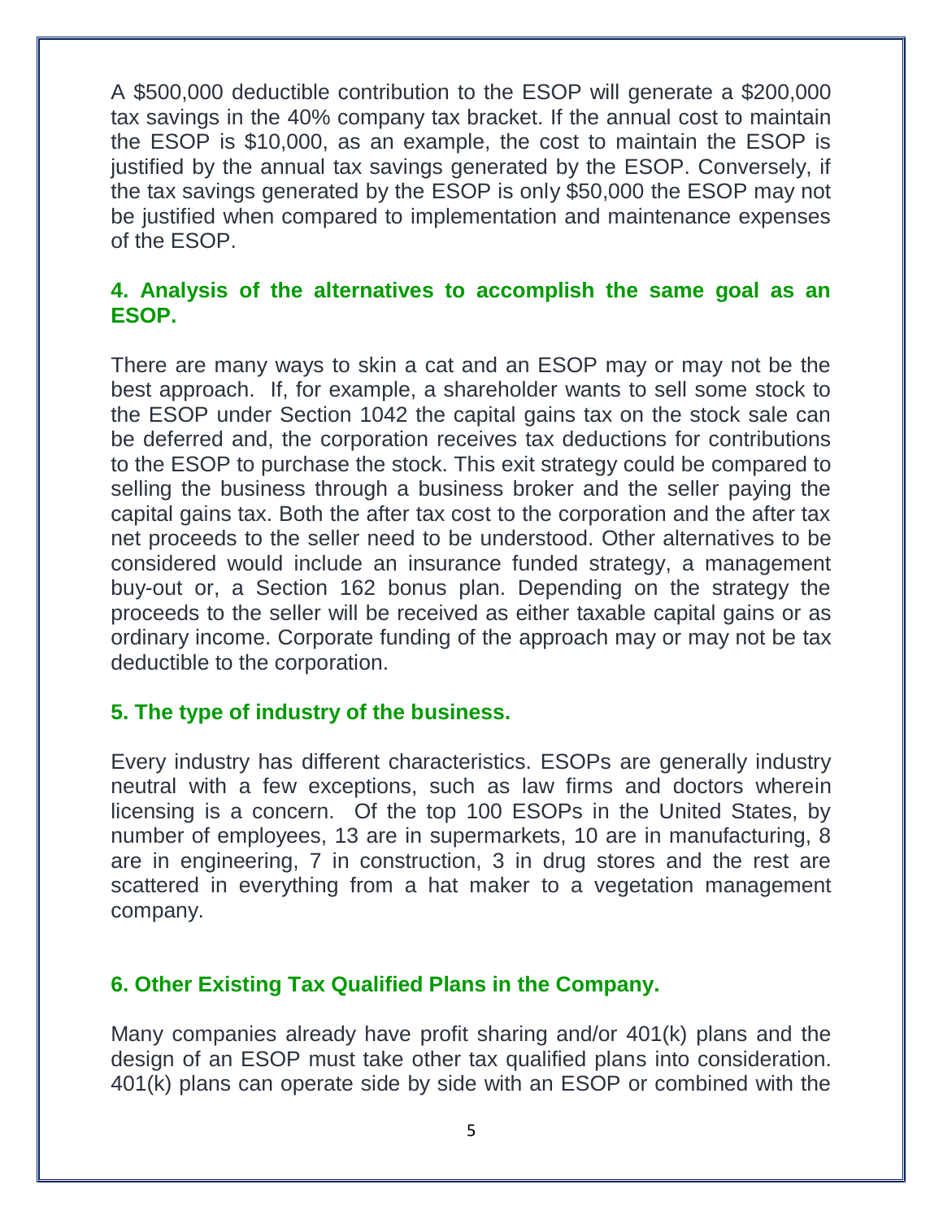A $500,000 deductible contribution to the ESOP will generate a $200,000 tax savings in the 40% company tax bracket. If the annual cost to maintain the ESOP is $10,000, as an example, the cost to maintain the ESOP is justified by the annual tax savings generated by the ESOP. Conversely, if the tax savings generated by the ESOP is only $50,000 the ESOP may not be justified when compared to implementation and maintenance expenses of the ESOP.

### 4. Analysis of the alternatives to accomplish the same goal as an ESOP.

There are many ways to skin a cat and an ESOP may or may not be the best approach. If, for example, a shareholder wants to sell some stock to the ESOP under Section 1042 the capital gains tax on the stock sale can be deferred and, the corporation receives tax deductions for contributions to the ESOP to purchase the stock. This exit strategy could be compared to selling the business through a business broker and the seller paying the capital gains tax. Both the after tax cost to the corporation and the after tax net proceeds to the seller need to be understood. Other alternatives to be considered would include an insurance funded strategy, a management buy-out or, a Section 162 bonus plan. Depending on the strategy the proceeds to the seller will be received as either taxable capital gains or as ordinary income. Corporate funding of the approach may or may not be tax deductible to the corporation.

### 5. The type of industry of the business.

Every industry has different characteristics. ESOPs are generally industry neutral with a few exceptions, such as law firms and doctors wherein licensing is a concern. Of the top 100 ESOPs in the United States, by number of employees, 13 are in supermarkets, 10 are in manufacturing, 8 are in engineering, 7 in construction, 3 in drug stores and the rest are scattered in everything from a hat maker to a vegetation management company.

### 6. Other Existing Tax Qualified Plans in the Company.

Many companies already have profit sharing and/or 401(k) plans and the design of an ESOP must take other tax qualified plans into consideration. 401(k) plans can operate side by side with an ESOP or combined with the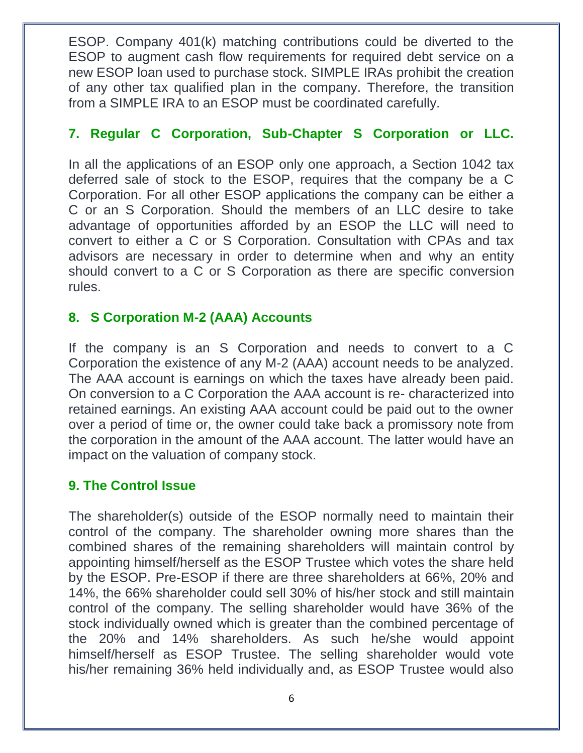ESOP. Company 401(k) matching contributions could be diverted to the ESOP to augment cash flow requirements for required debt service on a new ESOP loan used to purchase stock. SIMPLE IRAs prohibit the creation of any other tax qualified plan in the company. Therefore, the transition from a SIMPLE IRA to an ESOP must be coordinated carefully.

## 7. Regular C Corporation, Sub-Chapter S Corporation or LLC.

In all the applications of an ESOP only one approach, a Section 1042 tax deferred sale of stock to the ESOP, requires that the company be a C Corporation. For all other ESOP applications the company can be either a C or an S Corporation. Should the members of an LLC desire to take advantage of opportunities afforded by an ESOP the LLC will need to convert to either a C or S Corporation. Consultation with CPAs and tax advisors are necessary in order to determine when and why an entity should convert to a C or S Corporation as there are specific conversion rules.

## 8. S Corporation M-2 (AAA) Accounts

If the company is an S Corporation and needs to convert to a C Corporation the existence of any M-2 (AAA) account needs to be analyzed. The AAA account is earnings on which the taxes have already been paid. On conversion to a C Corporation the AAA account is re- characterized into retained earnings. An existing AAA account could be paid out to the owner over a period of time or, the owner could take back a promissory note from the corporation in the amount of the AAA account. The latter would have an impact on the valuation of company stock.

## 9. The Control Issue

The shareholder(s) outside of the ESOP normally need to maintain their control of the company. The shareholder owning more shares than the combined shares of the remaining shareholders will maintain control by appointing himself/herself as the ESOP Trustee which votes the share held by the ESOP. Pre-ESOP if there are three shareholders at 66%, 20% and 14%, the 66% shareholder could sell 30% of his/her stock and still maintain control of the company. The selling shareholder would have 36% of the stock individually owned which is greater than the combined percentage of the 20% and 14% shareholders. As such he/she would appoint himself/herself as ESOP Trustee. The selling shareholder would vote his/her remaining 36% held individually and, as ESOP Trustee would also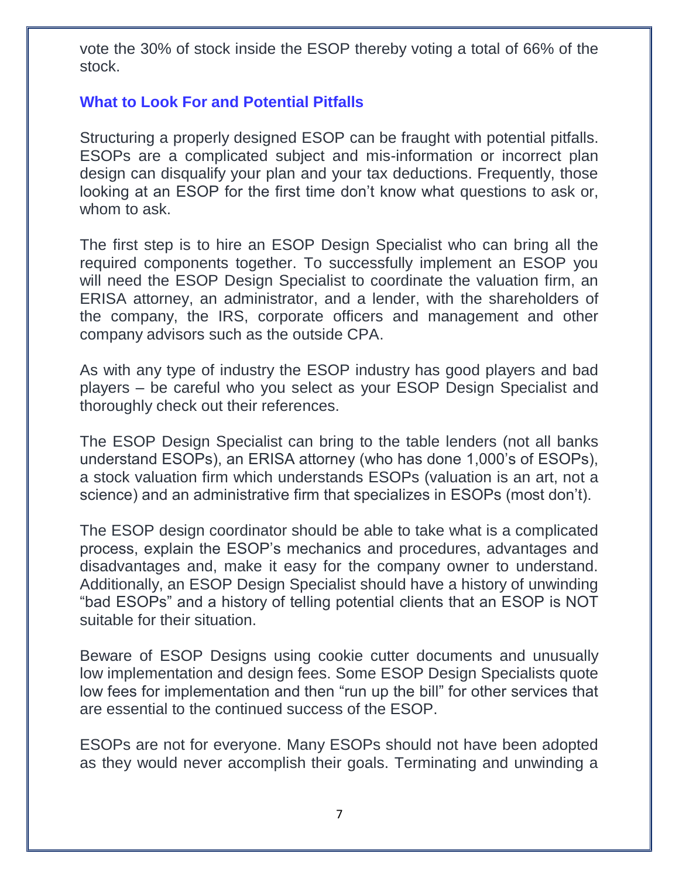vote the 30% of stock inside the ESOP thereby voting a total of 66% of the stock.

## What to Look For and Potential Pitfalls

Structuring a properly designed ESOP can be fraught with potential pitfalls. ESOPs are a complicated subject and mis-information or incorrect plan design can disqualify your plan and your tax deductions. Frequently, those looking at an ESOP for the first time don't know what questions to ask or, whom to ask.

The first step is to hire an ESOP Design Specialist who can bring all the required components together. To successfully implement an ESOP you will need the ESOP Design Specialist to coordinate the valuation firm, an ERISA attorney, an administrator, and a lender, with the shareholders of the company, the IRS, corporate officers and management and other company advisors such as the outside CPA.

As with any type of industry the ESOP industry has good players and bad players – be careful who you select as your ESOP Design Specialist and thoroughly check out their references.

The ESOP Design Specialist can bring to the table lenders (not all banks understand ESOPs), an ERISA attorney (who has done 1,000's of ESOPs), a stock valuation firm which understands ESOPs (valuation is an art, not a science) and an administrative firm that specializes in ESOPs (most don't).

The ESOP design coordinator should be able to take what is a complicated process, explain the ESOP's mechanics and procedures, advantages and disadvantages and, make it easy for the company owner to understand. Additionally, an ESOP Design Specialist should have a history of unwinding "bad ESOPs" and a history of telling potential clients that an ESOP is NOT suitable for their situation.

Beware of ESOP Designs using cookie cutter documents and unusually low implementation and design fees. Some ESOP Design Specialists quote low fees for implementation and then "run up the bill" for other services that are essential to the continued success of the ESOP.

ESOPs are not for everyone. Many ESOPs should not have been adopted as they would never accomplish their goals. Terminating and unwinding a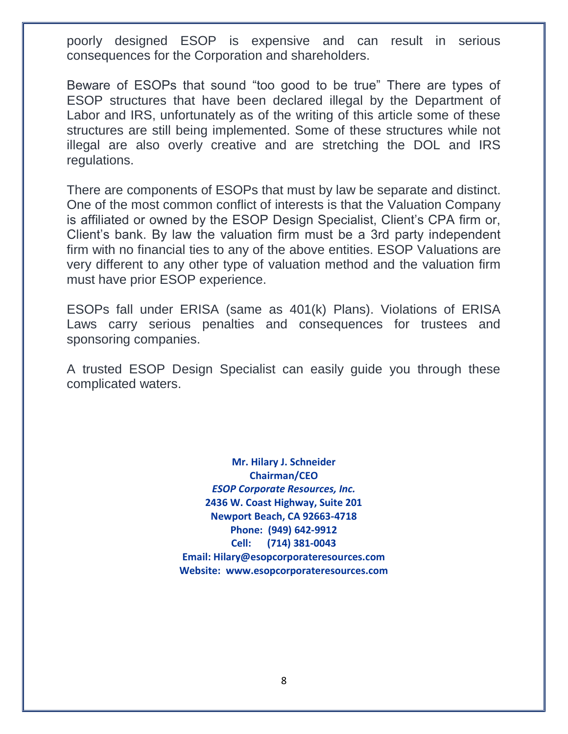poorly designed ESOP is expensive and can result in serious consequences for the Corporation and shareholders.

Beware of ESOPs that sound “too good to be true” There are types of ESOP structures that have been declared illegal by the Department of Labor and IRS, unfortunately as of the writing of this article some of these structures are still being implemented. Some of these structures while not illegal are also overly creative and are stretching the DOL and IRS regulations.

There are components of ESOPs that must by law be separate and distinct. One of the most common conflict of interests is that the Valuation Company is affiliated or owned by the ESOP Design Specialist, Client’s CPA firm or, Client’s bank. By law the valuation firm must be a 3rd party independent firm with no financial ties to any of the above entities. ESOP Valuations are very different to any other type of valuation method and the valuation firm must have prior ESOP experience.

ESOPs fall under ERISA (same as 401(k) Plans). Violations of ERISA Laws carry serious penalties and consequences for trustees and sponsoring companies.

A trusted ESOP Design Specialist can easily guide you through these complicated waters.

**Mr. Hilary J. Schneider**
**Chairman/CEO**
***ESOP Corporate Resources, Inc.***
**2436 W. Coast Highway, Suite 201**
**Newport Beach, CA 92663-4718**
**Phone: (949) 642-9912**
**Cell: (714) 381-0043**
**Email: Hilary@esopcorporateresources.com**
**Website: www.esopcorporateresources.com**